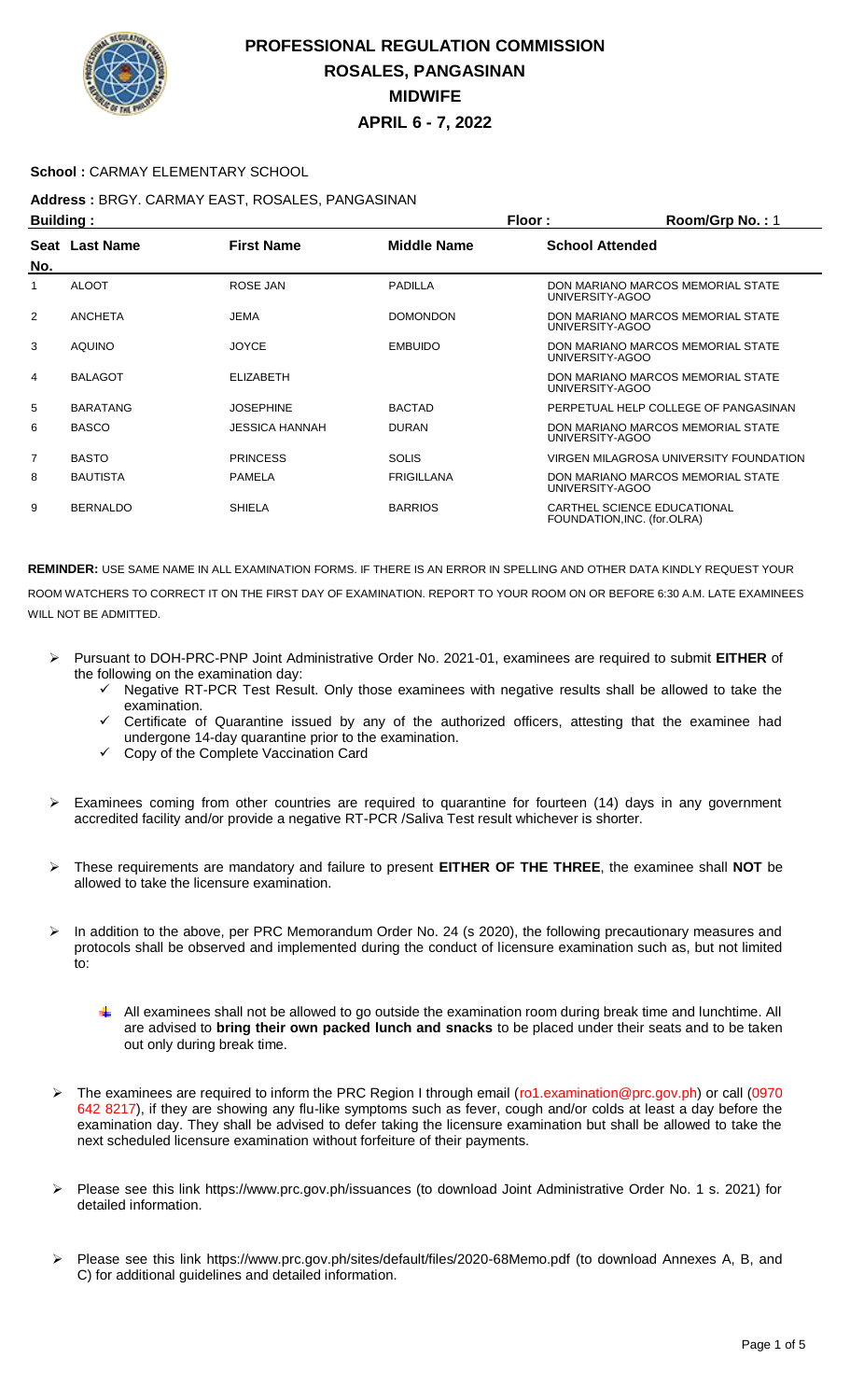# PROFESSIONAL REGULATION COMMISSION
## ROSALES, PANGASINAN
## MIDWIFE
## APRIL 6 - 7, 2022

**School :** CARMAY ELEMENTARY SCHOOL

**Address :** BRGY. CARMAY EAST, ROSALES, PANGASINAN

**Building :** **Floor :** **Room/Grp No. :** 1

| Seat No. | Last Name | First Name | Middle Name | School Attended |
|---|---|---|---|---|
| 1 | ALOOT | ROSE JAN | PADILLA | DON MARIANO MARCOS MEMORIAL STATE UNIVERSITY-AGOO |
| 2 | ANCHETA | JEMA | DOMONDON | DON MARIANO MARCOS MEMORIAL STATE UNIVERSITY-AGOO |
| 3 | AQUINO | JOYCE | EMBUIDO | DON MARIANO MARCOS MEMORIAL STATE UNIVERSITY-AGOO |
| 4 | BALAGOT | ELIZABETH | | DON MARIANO MARCOS MEMORIAL STATE UNIVERSITY-AGOO |
| 5 | BARATANG | JOSEPHINE | BACTAD | PERPETUAL HELP COLLEGE OF PANGASINAN |
| 6 | BASCO | JESSICA HANNAH | DURAN | DON MARIANO MARCOS MEMORIAL STATE UNIVERSITY-AGOO |
| 7 | BASTO | PRINCESS | SOLIS | VIRGEN MILAGROSA UNIVERSITY FOUNDATION |
| 8 | BAUTISTA | PAMELA | FRIGILLANA | DON MARIANO MARCOS MEMORIAL STATE UNIVERSITY-AGOO |
| 9 | BERNALDO | SHIELA | BARRIOS | CARTHEL SCIENCE EDUCATIONAL FOUNDATION,INC. (for.OLRA) |

**REMINDER:** USE SAME NAME IN ALL EXAMINATION FORMS. IF THERE IS AN ERROR IN SPELLING AND OTHER DATA KINDLY REQUEST YOUR ROOM WATCHERS TO CORRECT IT ON THE FIRST DAY OF EXAMINATION. REPORT TO YOUR ROOM ON OR BEFORE 6:30 A.M. LATE EXAMINEES WILL NOT BE ADMITTED.

- Pursuant to DOH-PRC-PNP Joint Administrative Order No. 2021-01, examinees are required to submit **EITHER** of the following on the examination day:
  - ✓ Negative RT-PCR Test Result. Only those examinees with negative results shall be allowed to take the examination.
  - ✓ Certificate of Quarantine issued by any of the authorized officers, attesting that the examinee had undergone 14-day quarantine prior to the examination.
  - ✓ Copy of the Complete Vaccination Card
- Examinees coming from other countries are required to quarantine for fourteen (14) days in any government accredited facility and/or provide a negative RT-PCR /Saliva Test result whichever is shorter.
- These requirements are mandatory and failure to present **EITHER OF THE THREE**, the examinee shall **NOT** be allowed to take the licensure examination.
- In addition to the above, per PRC Memorandum Order No. 24 (s 2020), the following precautionary measures and protocols shall be observed and implemented during the conduct of licensure examination such as, but not limited to:
  - All examinees shall not be allowed to go outside the examination room during break time and lunchtime. All are advised to **bring their own packed lunch and snacks** to be placed under their seats and to be taken out only during break time.
- The examinees are required to inform the PRC Region I through email (ro1.examination@prc.gov.ph) or call (0970 642 8217), if they are showing any flu-like symptoms such as fever, cough and/or colds at least a day before the examination day. They shall be advised to defer taking the licensure examination but shall be allowed to take the next scheduled licensure examination without forfeiture of their payments.
- Please see this link https://www.prc.gov.ph/issuances (to download Joint Administrative Order No. 1 s. 2021) for detailed information.
- Please see this link https://www.prc.gov.ph/sites/default/files/2020-68Memo.pdf (to download Annexes A, B, and C) for additional guidelines and detailed information.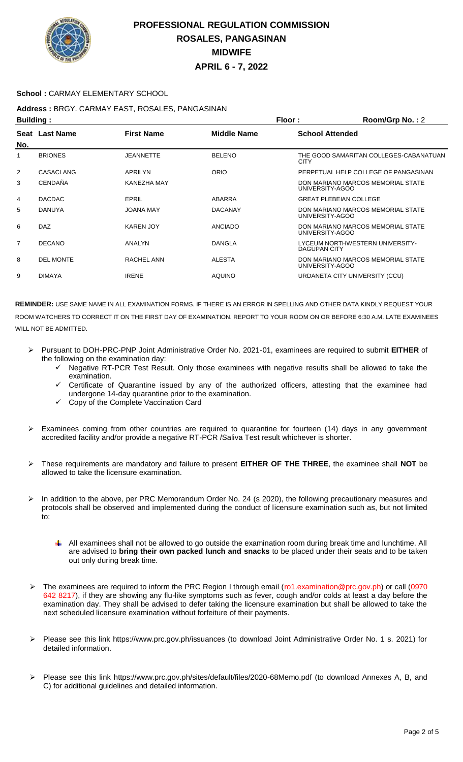# PROFESSIONAL REGULATION COMMISSION
## ROSALES, PANGASINAN
## MIDWIFE
## APRIL 6 - 7, 2022

**School :** CARMAY ELEMENTARY SCHOOL

**Address :** BRGY. CARMAY EAST, ROSALES, PANGASINAN

**Building :** **Floor :** **Room/Grp No. :** 2

| Seat No. | Last Name | First Name | Middle Name | School Attended |
|---|---|---|---|---|
| 1 | BRIONES | JEANNETTE | BELENO | THE GOOD SAMARITAN COLLEGES-CABANATUAN CITY |
| 2 | CASACLANG | APRILYN | ORIO | PERPETUAL HELP COLLEGE OF PANGASINAN |
| 3 | CENDAÑA | KANEZHA MAY | | DON MARIANO MARCOS MEMORIAL STATE UNIVERSITY-AGOO |
| 4 | DACDAC | EPRIL | ABARRA | GREAT PLEBEIAN COLLEGE |
| 5 | DANUYA | JOANA MAY | DACANAY | DON MARIANO MARCOS MEMORIAL STATE UNIVERSITY-AGOO |
| 6 | DAZ | KAREN JOY | ANCIADO | DON MARIANO MARCOS MEMORIAL STATE UNIVERSITY-AGOO |
| 7 | DECANO | ANALYN | DANGLA | LYCEUM NORTHWESTERN UNIVERSITY-DAGUPAN CITY |
| 8 | DEL MONTE | RACHEL ANN | ALESTA | DON MARIANO MARCOS MEMORIAL STATE UNIVERSITY-AGOO |
| 9 | DIMAYA | IRENE | AQUINO | URDANETA CITY UNIVERSITY (CCU) |

**REMINDER:** USE SAME NAME IN ALL EXAMINATION FORMS. IF THERE IS AN ERROR IN SPELLING AND OTHER DATA KINDLY REQUEST YOUR ROOM WATCHERS TO CORRECT IT ON THE FIRST DAY OF EXAMINATION. REPORT TO YOUR ROOM ON OR BEFORE 6:30 A.M. LATE EXAMINEES WILL NOT BE ADMITTED.

- Pursuant to DOH-PRC-PNP Joint Administrative Order No. 2021-01, examinees are required to submit **EITHER** of the following on the examination day:
  - ✓ Negative RT-PCR Test Result. Only those examinees with negative results shall be allowed to take the examination.
  - ✓ Certificate of Quarantine issued by any of the authorized officers, attesting that the examinee had undergone 14-day quarantine prior to the examination.
  - ✓ Copy of the Complete Vaccination Card

- Examinees coming from other countries are required to quarantine for fourteen (14) days in any government accredited facility and/or provide a negative RT-PCR /Saliva Test result whichever is shorter.

- These requirements are mandatory and failure to present **EITHER OF THE THREE**, the examinee shall **NOT** be allowed to take the licensure examination.

- In addition to the above, per PRC Memorandum Order No. 24 (s 2020), the following precautionary measures and protocols shall be observed and implemented during the conduct of licensure examination such as, but not limited to:

  - All examinees shall not be allowed to go outside the examination room during break time and lunchtime. All are advised to **bring their own packed lunch and snacks** to be placed under their seats and to be taken out only during break time.

- The examinees are required to inform the PRC Region I through email (ro1.examination@prc.gov.ph) or call (0970 642 8217), if they are showing any flu-like symptoms such as fever, cough and/or colds at least a day before the examination day. They shall be advised to defer taking the licensure examination but shall be allowed to take the next scheduled licensure examination without forfeiture of their payments.

- Please see this link https://www.prc.gov.ph/issuances (to download Joint Administrative Order No. 1 s. 2021) for detailed information.

- Please see this link https://www.prc.gov.ph/sites/default/files/2020-68Memo.pdf (to download Annexes A, B, and C) for additional guidelines and detailed information.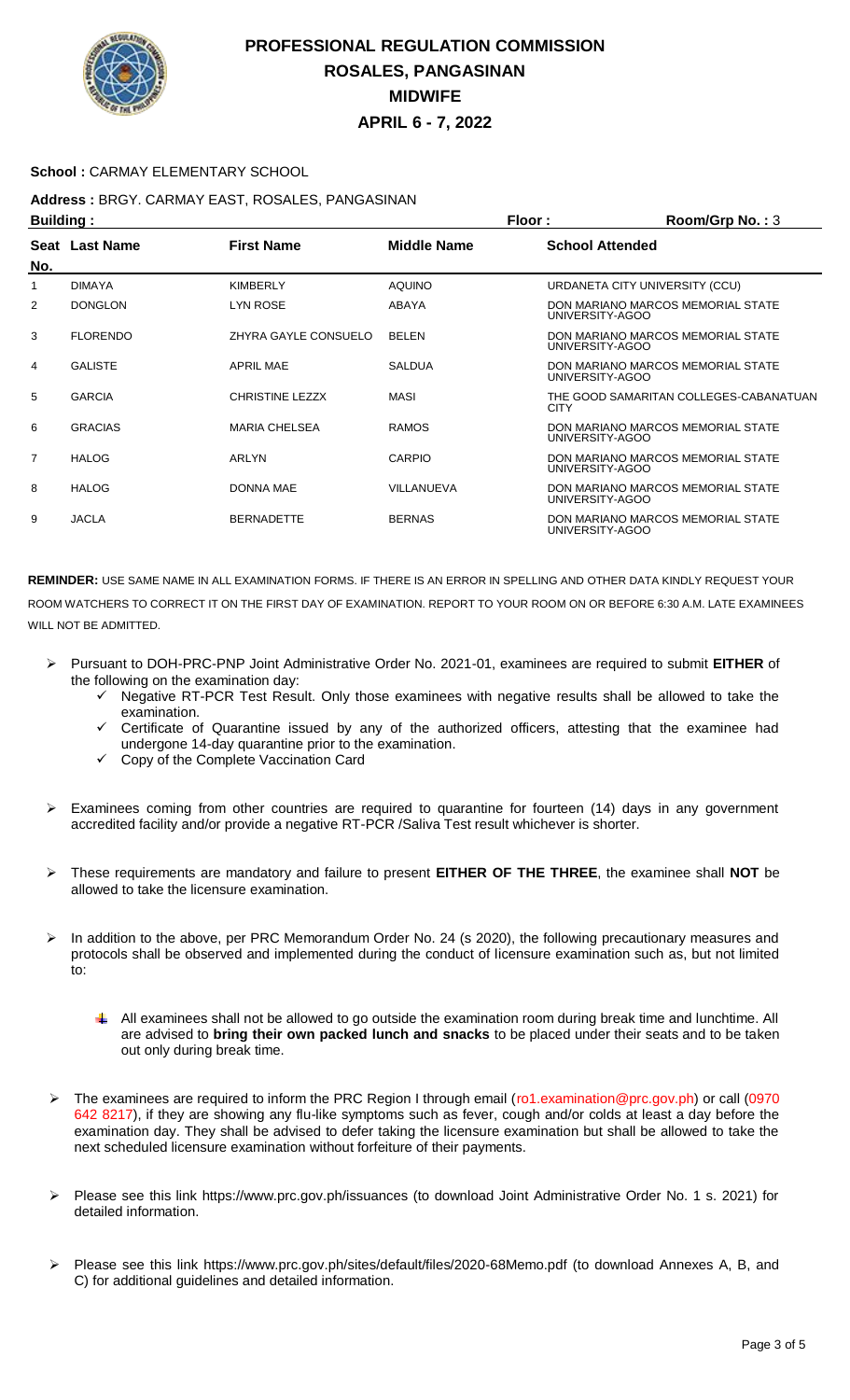# PROFESSIONAL REGULATION COMMISSION
## ROSALES, PANGASINAN
## MIDWIFE
## APRIL 6 - 7, 2022

**School :** CARMAY ELEMENTARY SCHOOL

**Address :** BRGY. CARMAY EAST, ROSALES, PANGASINAN

**Building :** **Floor :** **Room/Grp No. :** 3

| Seat No. | Last Name | First Name | Middle Name | School Attended |
|---|---|---|---|---|
| 1 | DIMAYA | KIMBERLY | AQUINO | URDANETA CITY UNIVERSITY (CCU) |
| 2 | DONGLON | LYN ROSE | ABAYA | DON MARIANO MARCOS MEMORIAL STATE UNIVERSITY-AGOO |
| 3 | FLORENDO | ZHYRA GAYLE CONSUELO | BELEN | DON MARIANO MARCOS MEMORIAL STATE UNIVERSITY-AGOO |
| 4 | GALISTE | APRIL MAE | SALDUA | DON MARIANO MARCOS MEMORIAL STATE UNIVERSITY-AGOO |
| 5 | GARCIA | CHRISTINE LEZZX | MASI | THE GOOD SAMARITAN COLLEGES-CABANATUAN CITY |
| 6 | GRACIAS | MARIA CHELSEA | RAMOS | DON MARIANO MARCOS MEMORIAL STATE UNIVERSITY-AGOO |
| 7 | HALOG | ARLYN | CARPIO | DON MARIANO MARCOS MEMORIAL STATE UNIVERSITY-AGOO |
| 8 | HALOG | DONNA MAE | VILLANUEVA | DON MARIANO MARCOS MEMORIAL STATE UNIVERSITY-AGOO |
| 9 | JACLA | BERNADETTE | BERNAS | DON MARIANO MARCOS MEMORIAL STATE UNIVERSITY-AGOO |

**REMINDER:** USE SAME NAME IN ALL EXAMINATION FORMS. IF THERE IS AN ERROR IN SPELLING AND OTHER DATA KINDLY REQUEST YOUR ROOM WATCHERS TO CORRECT IT ON THE FIRST DAY OF EXAMINATION. REPORT TO YOUR ROOM ON OR BEFORE 6:30 A.M. LATE EXAMINEES WILL NOT BE ADMITTED.

- Pursuant to DOH-PRC-PNP Joint Administrative Order No. 2021-01, examinees are required to submit **EITHER** of the following on the examination day:
  - ✓ Negative RT-PCR Test Result. Only those examinees with negative results shall be allowed to take the examination.
  - ✓ Certificate of Quarantine issued by any of the authorized officers, attesting that the examinee had undergone 14-day quarantine prior to the examination.
  - ✓ Copy of the Complete Vaccination Card

- Examinees coming from other countries are required to quarantine for fourteen (14) days in any government accredited facility and/or provide a negative RT-PCR /Saliva Test result whichever is shorter.

- These requirements are mandatory and failure to present **EITHER OF THE THREE**, the examinee shall **NOT** be allowed to take the licensure examination.

- In addition to the above, per PRC Memorandum Order No. 24 (s 2020), the following precautionary measures and protocols shall be observed and implemented during the conduct of licensure examination such as, but not limited to:

  - All examinees shall not be allowed to go outside the examination room during break time and lunchtime. All are advised to **bring their own packed lunch and snacks** to be placed under their seats and to be taken out only during break time.

- The examinees are required to inform the PRC Region I through email (ro1.examination@prc.gov.ph) or call (0970 642 8217), if they are showing any flu-like symptoms such as fever, cough and/or colds at least a day before the examination day. They shall be advised to defer taking the licensure examination but shall be allowed to take the next scheduled licensure examination without forfeiture of their payments.

- Please see this link https://www.prc.gov.ph/issuances (to download Joint Administrative Order No. 1 s. 2021) for detailed information.

- Please see this link https://www.prc.gov.ph/sites/default/files/2020-68Memo.pdf (to download Annexes A, B, and C) for additional guidelines and detailed information.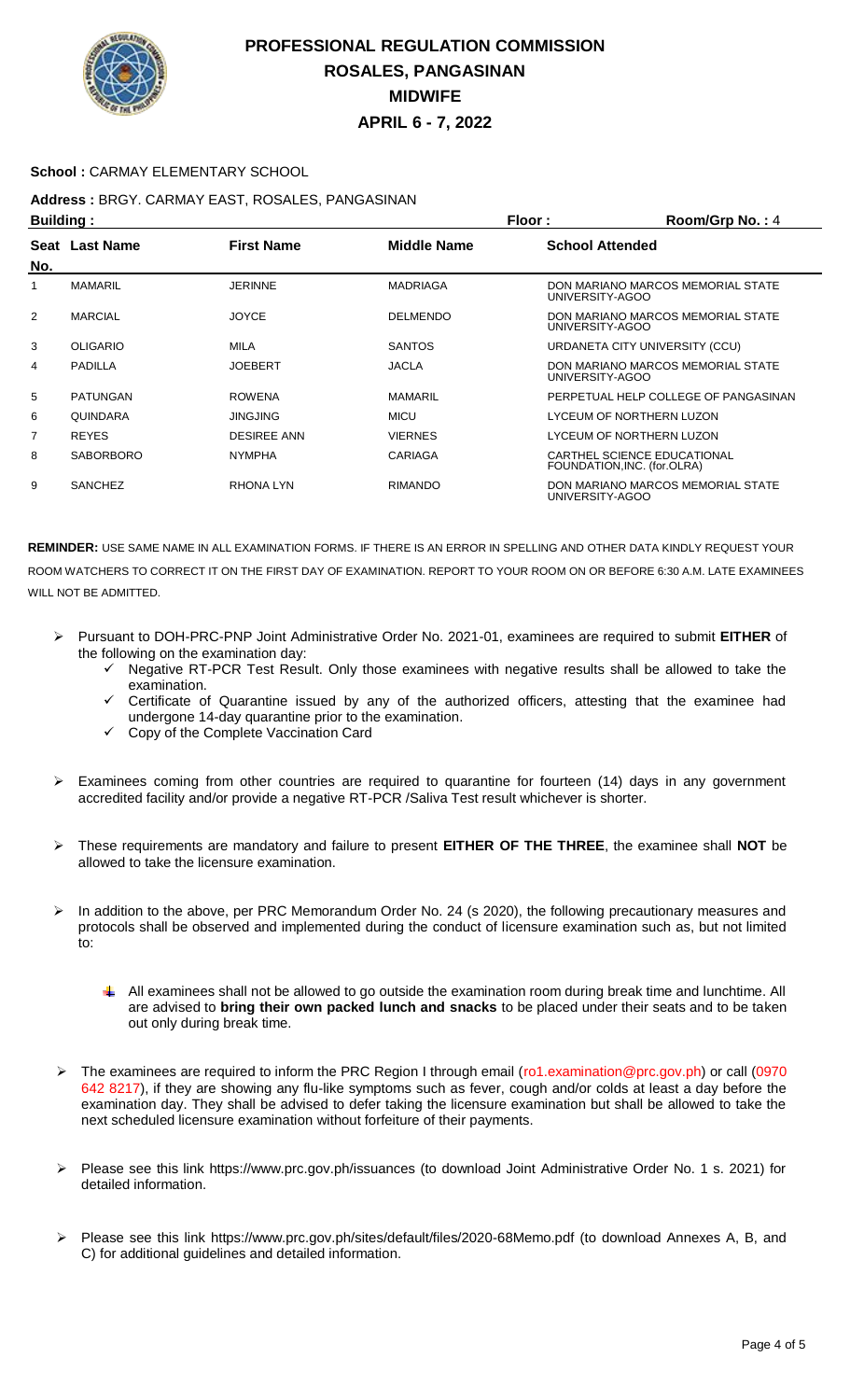# PROFESSIONAL REGULATION COMMISSION
## ROSALES, PANGASINAN
## MIDWIFE
## APRIL 6 - 7, 2022

**School :** CARMAY ELEMENTARY SCHOOL

**Address :** BRGY. CARMAY EAST, ROSALES, PANGASINAN

**Building :** **Floor :** **Room/Grp No. :** 4

| Seat No. | Last Name | First Name | Middle Name | School Attended |
|---|---|---|---|---|
| 1 | MAMARIL | JERINNE | MADRIAGA | DON MARIANO MARCOS MEMORIAL STATE UNIVERSITY-AGOO |
| 2 | MARCIAL | JOYCE | DELMENDO | DON MARIANO MARCOS MEMORIAL STATE UNIVERSITY-AGOO |
| 3 | OLIGARIO | MILA | SANTOS | URDANETA CITY UNIVERSITY (CCU) |
| 4 | PADILLA | JOEBERT | JACLA | DON MARIANO MARCOS MEMORIAL STATE UNIVERSITY-AGOO |
| 5 | PATUNGAN | ROWENA | MAMARIL | PERPETUAL HELP COLLEGE OF PANGASINAN |
| 6 | QUINDARA | JINGJING | MICU | LYCEUM OF NORTHERN LUZON |
| 7 | REYES | DESIREE ANN | VIERNES | LYCEUM OF NORTHERN LUZON |
| 8 | SABORBORO | NYMPHA | CARIAGA | CARTHEL SCIENCE EDUCATIONAL FOUNDATION,INC. (for.OLRA) |
| 9 | SANCHEZ | RHONA LYN | RIMANDO | DON MARIANO MARCOS MEMORIAL STATE UNIVERSITY-AGOO |

**REMINDER:** USE SAME NAME IN ALL EXAMINATION FORMS. IF THERE IS AN ERROR IN SPELLING AND OTHER DATA KINDLY REQUEST YOUR ROOM WATCHERS TO CORRECT IT ON THE FIRST DAY OF EXAMINATION. REPORT TO YOUR ROOM ON OR BEFORE 6:30 A.M. LATE EXAMINEES WILL NOT BE ADMITTED.

- Pursuant to DOH-PRC-PNP Joint Administrative Order No. 2021-01, examinees are required to submit **EITHER** of the following on the examination day:
  - ✓ Negative RT-PCR Test Result. Only those examinees with negative results shall be allowed to take the examination.
  - ✓ Certificate of Quarantine issued by any of the authorized officers, attesting that the examinee had undergone 14-day quarantine prior to the examination.
  - ✓ Copy of the Complete Vaccination Card

- Examinees coming from other countries are required to quarantine for fourteen (14) days in any government accredited facility and/or provide a negative RT-PCR /Saliva Test result whichever is shorter.

- These requirements are mandatory and failure to present **EITHER OF THE THREE**, the examinee shall **NOT** be allowed to take the licensure examination.

- In addition to the above, per PRC Memorandum Order No. 24 (s 2020), the following precautionary measures and protocols shall be observed and implemented during the conduct of licensure examination such as, but not limited to:

  - All examinees shall not be allowed to go outside the examination room during break time and lunchtime. All are advised to **bring their own packed lunch and snacks** to be placed under their seats and to be taken out only during break time.

- The examinees are required to inform the PRC Region I through email (ro1.examination@prc.gov.ph) or call (0970 642 8217), if they are showing any flu-like symptoms such as fever, cough and/or colds at least a day before the examination day. They shall be advised to defer taking the licensure examination but shall be allowed to take the next scheduled licensure examination without forfeiture of their payments.

- Please see this link https://www.prc.gov.ph/issuances (to download Joint Administrative Order No. 1 s. 2021) for detailed information.

- Please see this link https://www.prc.gov.ph/sites/default/files/2020-68Memo.pdf (to download Annexes A, B, and C) for additional guidelines and detailed information.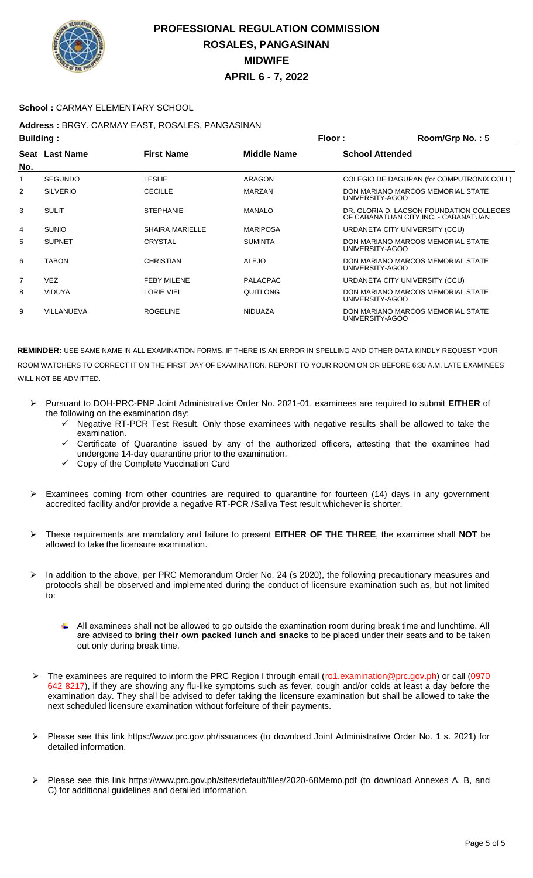# PROFESSIONAL REGULATION COMMISSION
## ROSALES, PANGASINAN
## MIDWIFE
## APRIL 6 - 7, 2022

**School :** CARMAY ELEMENTARY SCHOOL

**Address :** BRGY. CARMAY EAST, ROSALES, PANGASINAN

**Building :** **Floor :** **Room/Grp No. :** 5

| Seat No. | Last Name | First Name | Middle Name | School Attended |
|---|---|---|---|---|
| 1 | SEGUNDO | LESLIE | ARAGON | COLEGIO DE DAGUPAN (for.COMPUTRONIX COLL) |
| 2 | SILVERIO | CECILLE | MARZAN | DON MARIANO MARCOS MEMORIAL STATE UNIVERSITY-AGOO |
| 3 | SULIT | STEPHANIE | MANALO | DR. GLORIA D. LACSON FOUNDATION COLLEGES OF CABANATUAN CITY,INC. - CABANATUAN |
| 4 | SUNIO | SHAIRA MARIELLE | MARIPOSA | URDANETA CITY UNIVERSITY (CCU) |
| 5 | SUPNET | CRYSTAL | SUMINTA | DON MARIANO MARCOS MEMORIAL STATE UNIVERSITY-AGOO |
| 6 | TABON | CHRISTIAN | ALEJO | DON MARIANO MARCOS MEMORIAL STATE UNIVERSITY-AGOO |
| 7 | VEZ | FEBY MILENE | PALACPAC | URDANETA CITY UNIVERSITY (CCU) |
| 8 | VIDUYA | LORIE VIEL | QUITLONG | DON MARIANO MARCOS MEMORIAL STATE UNIVERSITY-AGOO |
| 9 | VILLANUEVA | ROGELINE | NIDUAZA | DON MARIANO MARCOS MEMORIAL STATE UNIVERSITY-AGOO |

**REMINDER:** USE SAME NAME IN ALL EXAMINATION FORMS. IF THERE IS AN ERROR IN SPELLING AND OTHER DATA KINDLY REQUEST YOUR ROOM WATCHERS TO CORRECT IT ON THE FIRST DAY OF EXAMINATION. REPORT TO YOUR ROOM ON OR BEFORE 6:30 A.M. LATE EXAMINEES WILL NOT BE ADMITTED.

- Pursuant to DOH-PRC-PNP Joint Administrative Order No. 2021-01, examinees are required to submit **EITHER** of the following on the examination day:
  - ✓ Negative RT-PCR Test Result. Only those examinees with negative results shall be allowed to take the examination.
  - ✓ Certificate of Quarantine issued by any of the authorized officers, attesting that the examinee had undergone 14-day quarantine prior to the examination.
  - ✓ Copy of the Complete Vaccination Card

- Examinees coming from other countries are required to quarantine for fourteen (14) days in any government accredited facility and/or provide a negative RT-PCR /Saliva Test result whichever is shorter.

- These requirements are mandatory and failure to present **EITHER OF THE THREE**, the examinee shall **NOT** be allowed to take the licensure examination.

- In addition to the above, per PRC Memorandum Order No. 24 (s 2020), the following precautionary measures and protocols shall be observed and implemented during the conduct of licensure examination such as, but not limited to:

  - All examinees shall not be allowed to go outside the examination room during break time and lunchtime. All are advised to **bring their own packed lunch and snacks** to be placed under their seats and to be taken out only during break time.

- The examinees are required to inform the PRC Region I through email (ro1.examination@prc.gov.ph) or call (0970 642 8217), if they are showing any flu-like symptoms such as fever, cough and/or colds at least a day before the examination day. They shall be advised to defer taking the licensure examination but shall be allowed to take the next scheduled licensure examination without forfeiture of their payments.

- Please see this link https://www.prc.gov.ph/issuances (to download Joint Administrative Order No. 1 s. 2021) for detailed information.

- Please see this link https://www.prc.gov.ph/sites/default/files/2020-68Memo.pdf (to download Annexes A, B, and C) for additional guidelines and detailed information.